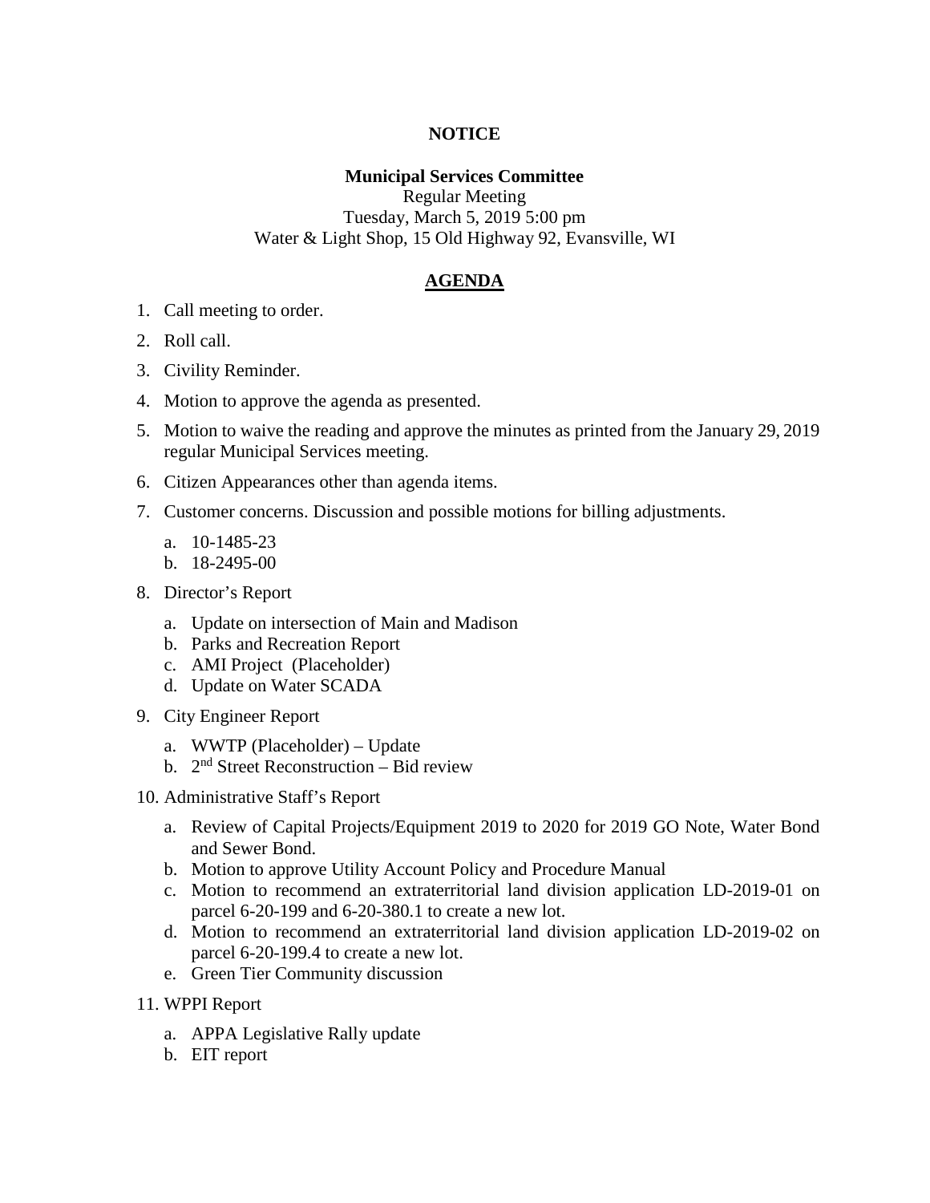**NOTICE**

**Municipal Services Committee**

Regular Meeting

Tuesday, March 5, 2019 5:00 pm

Water & Light Shop, 15 Old Highway 92, Evansville, WI

**AGENDA**

1. Call meeting to order.
2. Roll call.
3. Civility Reminder.
4. Motion to approve the agenda as presented.
5. Motion to waive the reading and approve the minutes as printed from the January 29, 2019 regular Municipal Services meeting.
6. Citizen Appearances other than agenda items.
7. Customer concerns. Discussion and possible motions for billing adjustments.
   a. 10-1485-23
   b. 18-2495-00
8. Director's Report
   a. Update on intersection of Main and Madison
   b. Parks and Recreation Report
   c. AMI Project (Placeholder)
   d. Update on Water SCADA
9. City Engineer Report
   a. WWTP (Placeholder) – Update
   b. 2nd Street Reconstruction – Bid review
10. Administrative Staff's Report
    a. Review of Capital Projects/Equipment 2019 to 2020 for 2019 GO Note, Water Bond and Sewer Bond.
    b. Motion to approve Utility Account Policy and Procedure Manual
    c. Motion to recommend an extraterritorial land division application LD-2019-01 on parcel 6-20-199 and 6-20-380.1 to create a new lot.
    d. Motion to recommend an extraterritorial land division application LD-2019-02 on parcel 6-20-199.4 to create a new lot.
    e. Green Tier Community discussion
11. WPPI Report
    a. APPA Legislative Rally update
    b. EIT report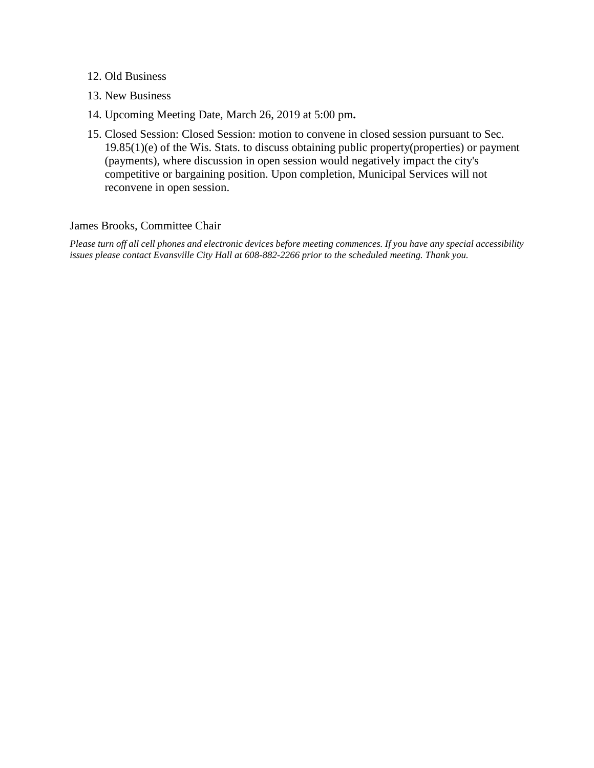12. Old Business
13. New Business
14. Upcoming Meeting Date, March 26, 2019 at 5:00 pm**.**
15. Closed Session: Closed Session: motion to convene in closed session pursuant to Sec. 19.85(1)(e) of the Wis. Stats. to discuss obtaining public property(properties) or payment (payments), where discussion in open session would negatively impact the city's competitive or bargaining position. Upon completion, Municipal Services will not reconvene in open session.

James Brooks, Committee Chair

*Please turn off all cell phones and electronic devices before meeting commences. If you have any special accessibility issues please contact Evansville City Hall at 608-882-2266 prior to the scheduled meeting. Thank you.*